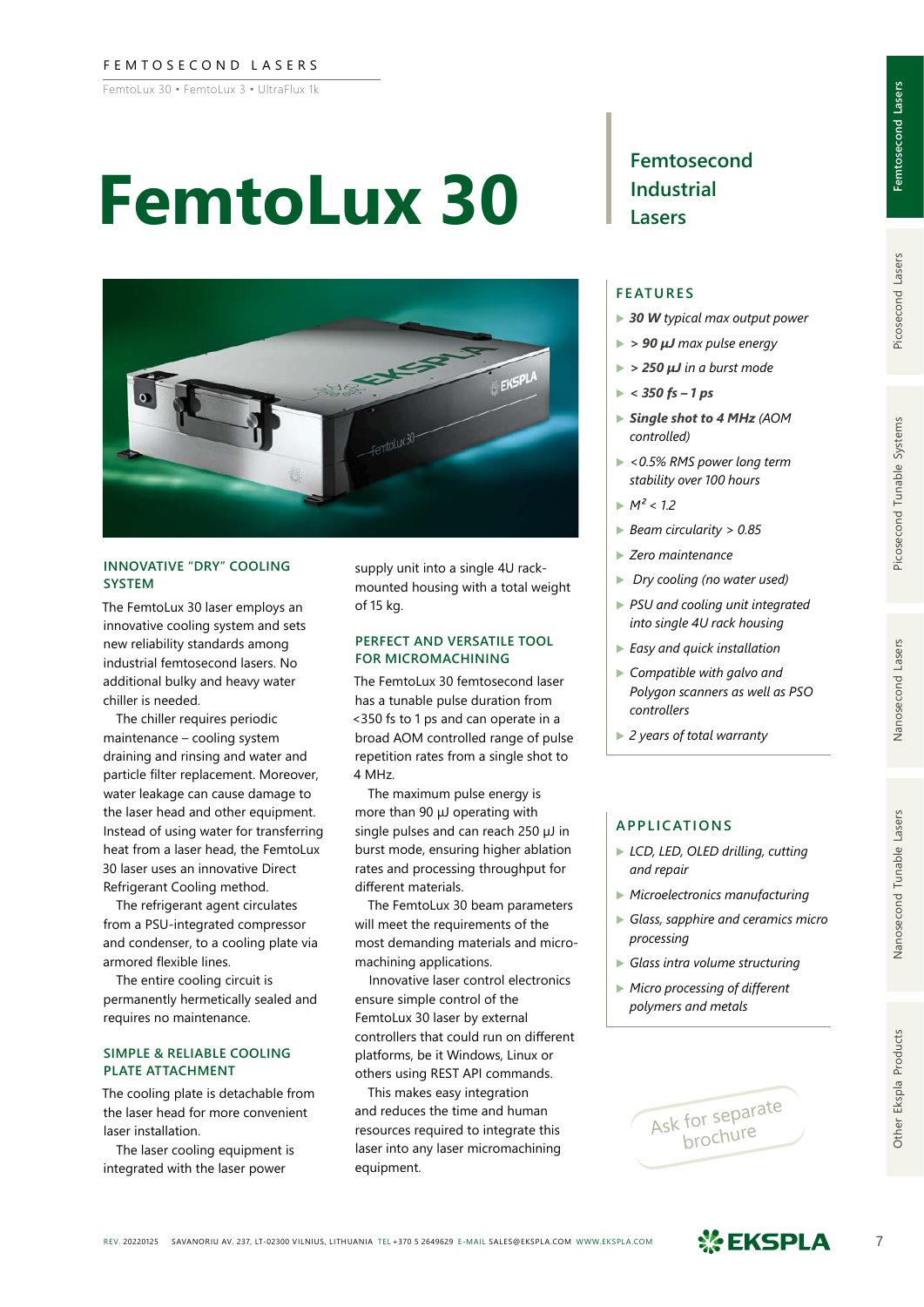FEMTOSECOND LASERS

FemtoLux 30 • FemtoLux 3 • UltraFlux 1k

# FemtoLux 30

## Femtosecond Industrial Lasers

### INNOVATIVE "DRY" COOLING SYSTEM

The FemtoLux 30 laser employs an innovative cooling system and sets new reliability standards among industrial femtosecond lasers. No additional bulky and heavy water chiller is needed.

The chiller requires periodic maintenance – cooling system draining and rinsing and water and particle filter replacement. Moreover, water leakage can cause damage to the laser head and other equipment. Instead of using water for transferring heat from a laser head, the FemtoLux 30 laser uses an innovative Direct Refrigerant Cooling method.

The refrigerant agent circulates from a PSU-integrated compressor and condenser, to a cooling plate via armored flexible lines.

The entire cooling circuit is permanently hermetically sealed and requires no maintenance.

### SIMPLE & RELIABLE COOLING PLATE ATTACHMENT

The cooling plate is detachable from the laser head for more convenient laser installation.

The laser cooling equipment is integrated with the laser power supply unit into a single 4U rack-mounted housing with a total weight of 15 kg.

### PERFECT AND VERSATILE TOOL FOR MICROMACHINING

The FemtoLux 30 femtosecond laser has a tunable pulse duration from <350 fs to 1 ps and can operate in a broad AOM controlled range of pulse repetition rates from a single shot to 4 MHz.

The maximum pulse energy is more than 90 μJ operating with single pulses and can reach 250 μJ in burst mode, ensuring higher ablation rates and processing throughput for different materials.

The FemtoLux 30 beam parameters will meet the requirements of the most demanding materials and micro-machining applications.

Innovative laser control electronics ensure simple control of the FemtoLux 30 laser by external controllers that could run on different platforms, be it Windows, Linux or others using REST API commands.

This makes easy integration and reduces the time and human resources required to integrate this laser into any laser micromachining equipment.

### FEATURES

- ***30 W*** *typical max output power*
- ***> 90 μJ*** *max pulse energy*
- ***> 250 μJ*** *in a burst mode*
- ***< 350 fs – 1 ps***
- ***Single shot to 4 MHz*** *(AOM controlled)*
- *<0.5% RMS power long term stability over 100 hours*
- *$M^2$ < 1.2*
- *Beam circularity > 0.85*
- *Zero maintenance*
- *Dry cooling (no water used)*
- *PSU and cooling unit integrated into single 4U rack housing*
- *Easy and quick installation*
- *Compatible with galvo and Polygon scanners as well as PSO controllers*
- *2 years of total warranty*

### APPLICATIONS

- *LCD, LED, OLED drilling, cutting and repair*
- *Microelectronics manufacturing*
- *Glass, sapphire and ceramics micro processing*
- *Glass intra volume structuring*
- *Micro processing of different polymers and metals*

Ask for separate brochure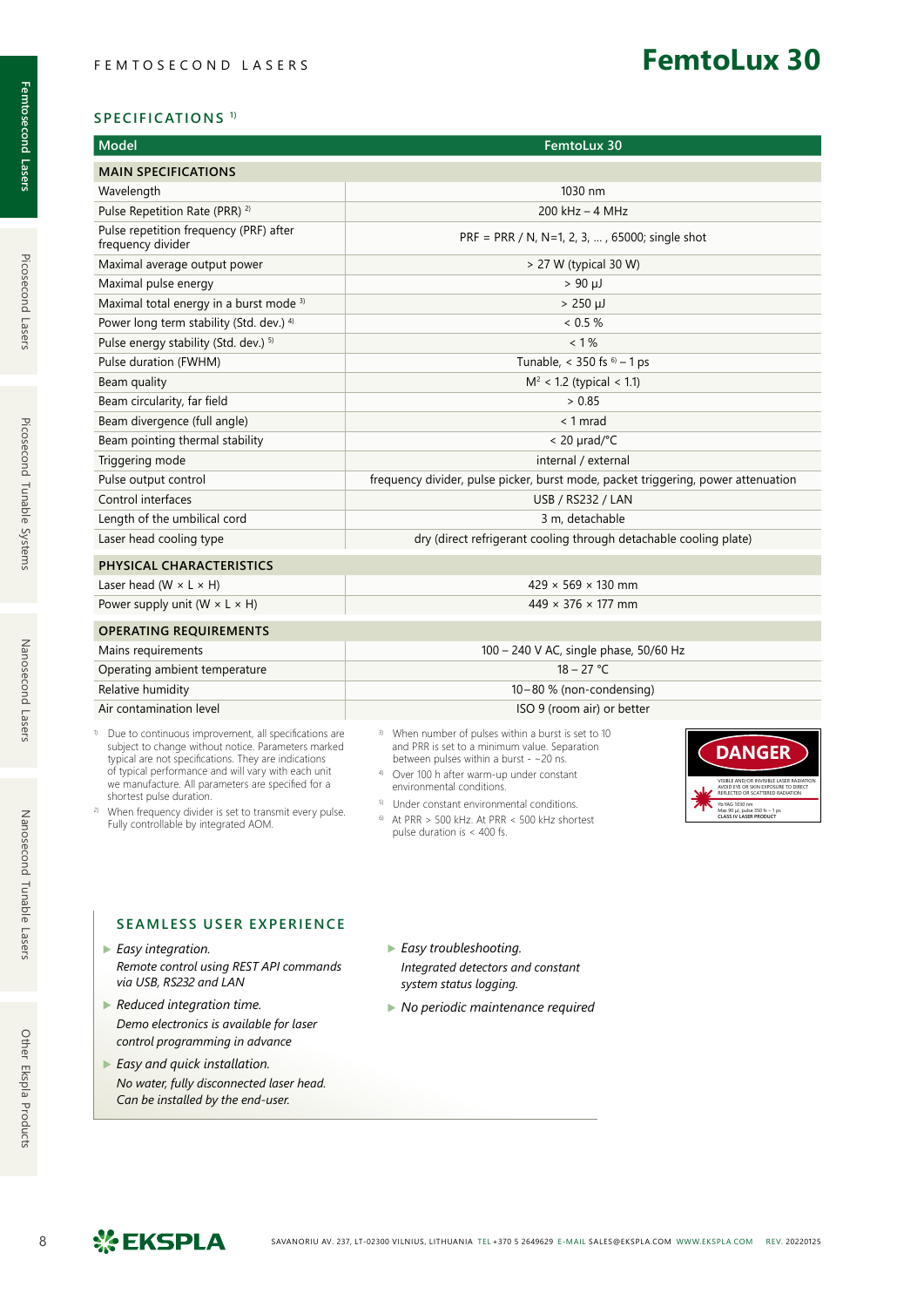# FemtoLux 30

FEMTOSECOND LASERS

## SPECIFICATIONS [1]

| Model | FemtoLux 30 |
|---|---|
| **MAIN SPECIFICATIONS** | |
| Wavelength | 1030 nm |
| Pulse Repetition Rate (PRR) [2] | 200 kHz – 4 MHz |
| Pulse repetition frequency (PRF) after frequency divider | PRF = PRR / N, N=1, 2, 3, ... , 65000; single shot |
| Maximal average output power | > 27 W (typical 30 W) |
| Maximal pulse energy | > 90 μJ |
| Maximal total energy in a burst mode [3] | > 250 μJ |
| Power long term stability (Std. dev.) [4] | < 0.5 % |
| Pulse energy stability (Std. dev.) [5] | < 1 % |
| Pulse duration (FWHM) | Tunable, < 350 fs [6] – 1 ps |
| Beam quality | $M^2$ < 1.2 (typical < 1.1) |
| Beam circularity, far field | > 0.85 |
| Beam divergence (full angle) | < 1 mrad |
| Beam pointing thermal stability | < 20 μrad/°C |
| Triggering mode | internal / external |
| Pulse output control | frequency divider, pulse picker, burst mode, packet triggering, power attenuation |
| Control interfaces | USB / RS232 / LAN |
| Length of the umbilical cord | 3 m, detachable |
| Laser head cooling type | dry (direct refrigerant cooling through detachable cooling plate) |
| **PHYSICAL CHARACTERISTICS** | |
| Laser head (W × L × H) | 429 × 569 × 130 mm |
| Power supply unit (W × L × H) | 449 × 376 × 177 mm |
| **OPERATING REQUIREMENTS** | |
| Mains requirements | 100 – 240 V AC, single phase, 50/60 Hz |
| Operating ambient temperature | 18 – 27 °C |
| Relative humidity | 10 – 80 % (non-condensing) |
| Air contamination level | ISO 9 (room air) or better |

[1] Due to continuous improvement, all specifications are subject to change without notice. Parameters marked typical are not specifications. They are indications of typical performance and will vary with each unit we manufacture. All parameters are specified for a shortest pulse duration.

[2] When frequency divider is set to transmit every pulse. Fully controllable by integrated AOM.

[3] When number of pulses within a burst is set to 10 and PRR is set to a minimum value. Separation between pulses within a burst - ~20 ns.

[4] Over 100 h after warm-up under constant environmental conditions.

[5] Under constant environmental conditions.

[6] At PRR > 500 kHz. At PRR < 500 kHz shortest pulse duration is < 400 fs.

DANGER

VISIBLE AND/OR INVISIBLE LASER RADIATION
AVOID EYE OR SKIN EXPOSURE TO DIRECT REFLECTED OR SCATTERED RADIATION
Yb:YAG 1030 nm
Max 90 μJ, pulse 350 fs – 1 ps
CLASS IV LASER PRODUCT

## SEAMLESS USER EXPERIENCE

- *Easy integration.*
  *Remote control using REST API commands via USB, RS232 and LAN*
- *Reduced integration time.*
  *Demo electronics is available for laser control programming in advance*
- *Easy and quick installation.*
  *No water, fully disconnected laser head. Can be installed by the end-user.*
- *Easy troubleshooting.*
  *Integrated detectors and constant system status logging.*
- *No periodic maintenance required*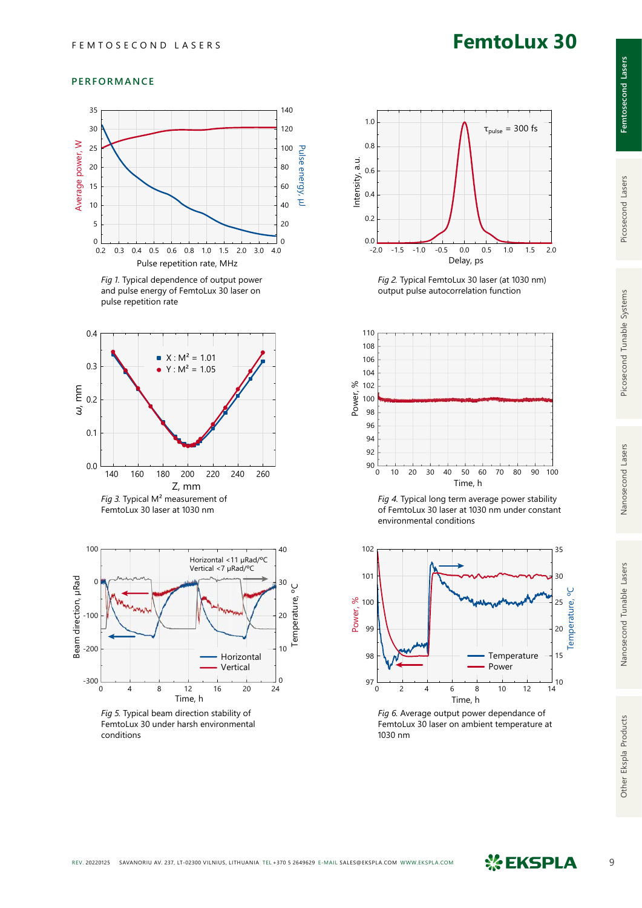# FemtoLux 30

## PERFORMANCE

*Fig 1.* Typical dependence of output power and pulse energy of FemtoLux 30 laser on pulse repetition rate

*Fig 2.* Typical FemtoLux 30 laser (at 1030 nm) output pulse autocorrelation function

*Fig 3.* Typical M² measurement of FemtoLux 30 laser at 1030 nm

*Fig 4.* Typical long term average power stability of FemtoLux 30 laser at 1030 nm under constant environmental conditions

*Fig 5.* Typical beam direction stability of FemtoLux 30 under harsh environmental conditions

*Fig 6.* Average output power dependance of FemtoLux 30 laser on ambient temperature at 1030 nm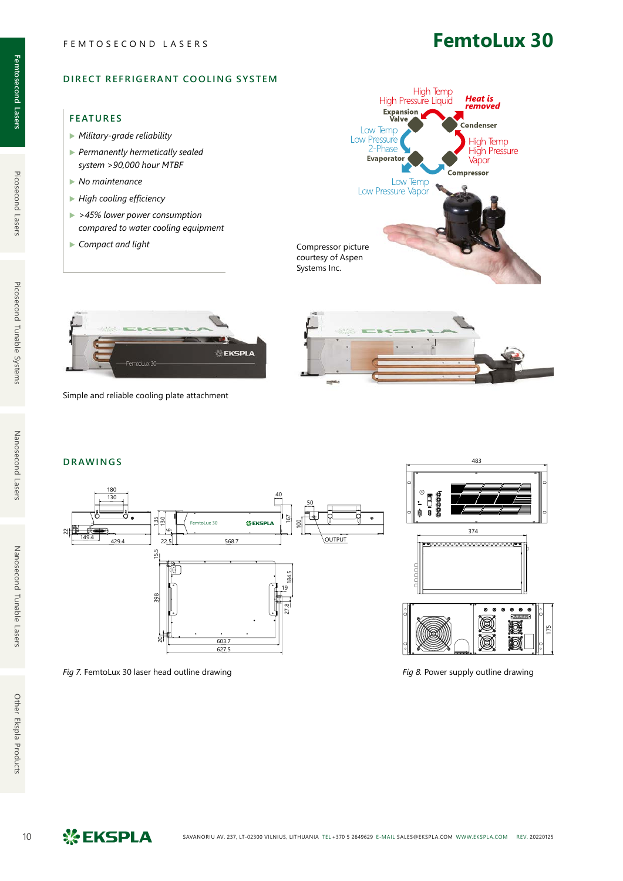# FemtoLux 30

## DIRECT REFRIGERANT COOLING SYSTEM

### FEATURES

- *Military-grade reliability*
- *Permanently hermetically sealed system >90,000 hour MTBF*
- *No maintenance*
- *High cooling efficiency*
- *>45% lower power consumption compared to water cooling equipment*
- *Compact and light*

High Temp High Pressure Liquid
Heat is removed
Expansion Valve
Condenser
Low Temp Low Pressure 2-Phase
High Temp High Pressure Vapor
Evaporator
Compressor
Low Temp Low Pressure Vapor

Compressor picture courtesy of Aspen Systems Inc.

Simple and reliable cooling plate attachment

## DRAWINGS

180
130
40
50
22
149.4
429.4
135
130
6
22.5
568.7
167
100
OUTPUT
15.5
398
184.5
19
27.8
20
603.7
627.5

*Fig 7.* FemtoLux 30 laser head outline drawing

483
374
175

*Fig 8.* Power supply outline drawing